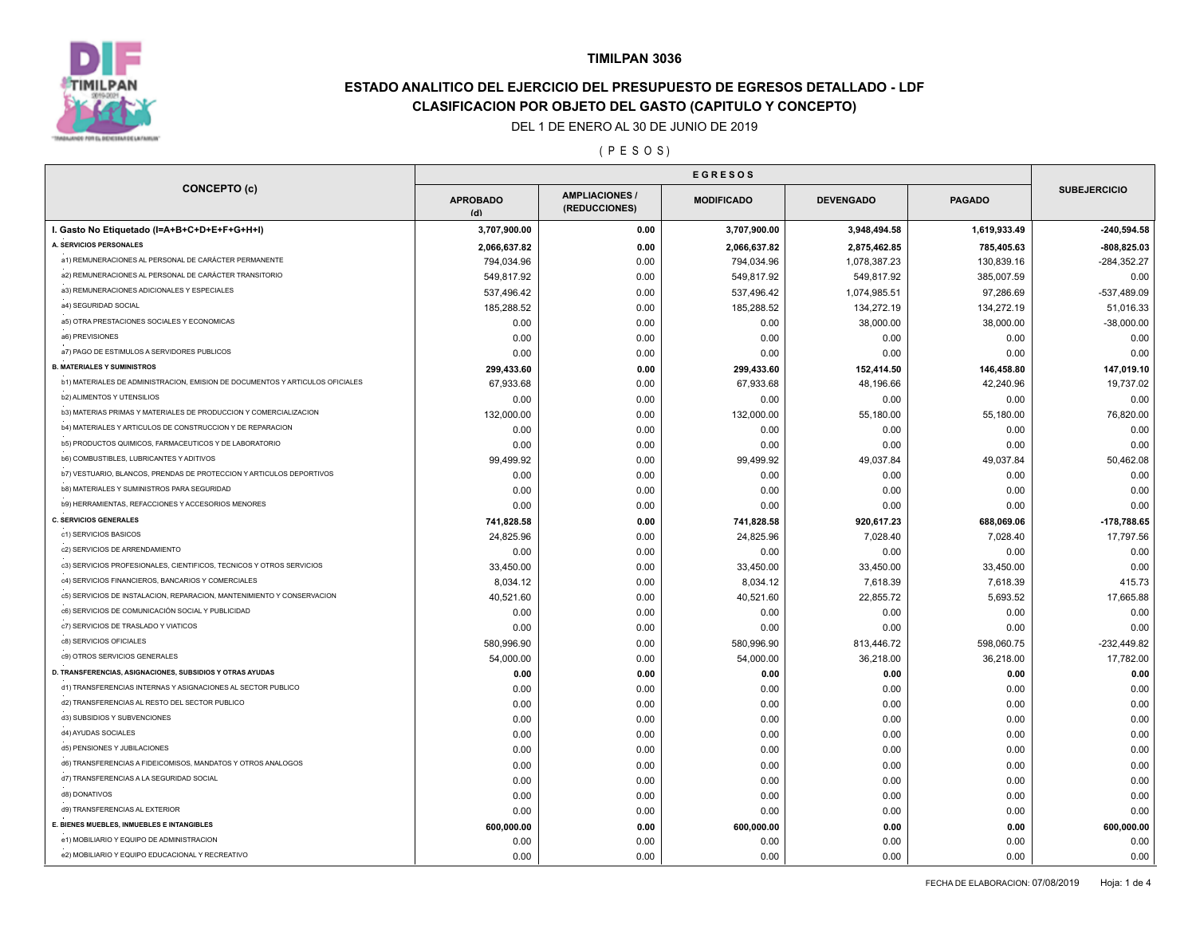**TIMILPAN 3036**

# ESTADO ANALITICO DEL EJERCICIO DEL PRESUPUESTO DE EGRESOS DETALLADO - LDF

## CLASIFICACION POR OBJETO DEL GASTO (CAPITULO Y CONCEPTO)

DEL 1 DE ENERO AL 30 DE JUNIO DE 2019

( P E S O S )

| CONCEPTO (c) | EGRESOS | | | | | SUBEJERCICIO |
|---|---|---|---|---|---|---|
| | APROBADO (d) | AMPLIACIONES / (REDUCCIONES) | MODIFICADO | DEVENGADO | PAGADO | |
| **I. Gasto No Etiquetado (I=A+B+C+D+E+F+G+H+I)** | **3,707,900.00** | **0.00** | **3,707,900.00** | **3,948,494.58** | **1,619,933.49** | **-240,594.58** |
| **A. SERVICIOS PERSONALES** | **2,066,637.82** | **0.00** | **2,066,637.82** | **2,875,462.85** | **785,405.63** | **-808,825.03** |
| a1) REMUNERACIONES AL PERSONAL DE CARÁCTER PERMANENTE | 794,034.96 | 0.00 | 794,034.96 | 1,078,387.23 | 130,839.16 | -284,352.27 |
| a2) REMUNERACIONES AL PERSONAL DE CARÁCTER TRANSITORIO | 549,817.92 | 0.00 | 549,817.92 | 549,817.92 | 385,007.59 | 0.00 |
| a3) REMUNERACIONES ADICIONALES Y ESPECIALES | 537,496.42 | 0.00 | 537,496.42 | 1,074,985.51 | 97,286.69 | -537,489.09 |
| a4) SEGURIDAD SOCIAL | 185,288.52 | 0.00 | 185,288.52 | 134,272.19 | 134,272.19 | 51,016.33 |
| a5) OTRA PRESTACIONES SOCIALES Y ECONOMICAS | 0.00 | 0.00 | 0.00 | 38,000.00 | 38,000.00 | -38,000.00 |
| a6) PREVISIONES | 0.00 | 0.00 | 0.00 | 0.00 | 0.00 | 0.00 |
| a7) PAGO DE ESTIMULOS A SERVIDORES PUBLICOS | 0.00 | 0.00 | 0.00 | 0.00 | 0.00 | 0.00 |
| **B. MATERIALES Y SUMINISTROS** | **299,433.60** | **0.00** | **299,433.60** | **152,414.50** | **146,458.80** | **147,019.10** |
| b1) MATERIALES DE ADMINISTRACION, EMISION DE DOCUMENTOS Y ARTICULOS OFICIALES | 67,933.68 | 0.00 | 67,933.68 | 48,196.66 | 42,240.96 | 19,737.02 |
| b2) ALIMENTOS Y UTENSILIOS | 0.00 | 0.00 | 0.00 | 0.00 | 0.00 | 0.00 |
| b3) MATERIAS PRIMAS Y MATERIALES DE PRODUCCION Y COMERCIALIZACION | 132,000.00 | 0.00 | 132,000.00 | 55,180.00 | 55,180.00 | 76,820.00 |
| b4) MATERIALES Y ARTICULOS DE CONSTRUCCION Y DE REPARACION | 0.00 | 0.00 | 0.00 | 0.00 | 0.00 | 0.00 |
| b5) PRODUCTOS QUIMICOS, FARMACEUTICOS Y DE LABORATORIO | 0.00 | 0.00 | 0.00 | 0.00 | 0.00 | 0.00 |
| b6) COMBUSTIBLES, LUBRICANTES Y ADITIVOS | 99,499.92 | 0.00 | 99,499.92 | 49,037.84 | 49,037.84 | 50,462.08 |
| b7) VESTUARIO, BLANCOS, PRENDAS DE PROTECCION Y ARTICULOS DEPORTIVOS | 0.00 | 0.00 | 0.00 | 0.00 | 0.00 | 0.00 |
| b8) MATERIALES Y SUMINISTROS PARA SEGURIDAD | 0.00 | 0.00 | 0.00 | 0.00 | 0.00 | 0.00 |
| b9) HERRAMIENTAS, REFACCIONES Y ACCESORIOS MENORES | 0.00 | 0.00 | 0.00 | 0.00 | 0.00 | 0.00 |
| **C. SERVICIOS GENERALES** | **741,828.58** | **0.00** | **741,828.58** | **920,617.23** | **688,069.06** | **-178,788.65** |
| c1) SERVICIOS BASICOS | 24,825.96 | 0.00 | 24,825.96 | 7,028.40 | 7,028.40 | 17,797.56 |
| c2) SERVICIOS DE ARRENDAMIENTO | 0.00 | 0.00 | 0.00 | 0.00 | 0.00 | 0.00 |
| c3) SERVICIOS PROFESIONALES, CIENTIFICOS, TECNICOS Y OTROS SERVICIOS | 33,450.00 | 0.00 | 33,450.00 | 33,450.00 | 33,450.00 | 0.00 |
| c4) SERVICIOS FINANCIEROS, BANCARIOS Y COMERCIALES | 8,034.12 | 0.00 | 8,034.12 | 7,618.39 | 7,618.39 | 415.73 |
| c5) SERVICIOS DE INSTALACION, REPARACION, MANTENIMIENTO Y CONSERVACION | 40,521.60 | 0.00 | 40,521.60 | 22,855.72 | 5,693.52 | 17,665.88 |
| c6) SERVICIOS DE COMUNICACIÓN SOCIAL Y PUBLICIDAD | 0.00 | 0.00 | 0.00 | 0.00 | 0.00 | 0.00 |
| c7) SERVICIOS DE TRASLADO Y VIATICOS | 0.00 | 0.00 | 0.00 | 0.00 | 0.00 | 0.00 |
| c8) SERVICIOS OFICIALES | 580,996.90 | 0.00 | 580,996.90 | 813,446.72 | 598,060.75 | -232,449.82 |
| c9) OTROS SERVICIOS GENERALES | 54,000.00 | 0.00 | 54,000.00 | 36,218.00 | 36,218.00 | 17,782.00 |
| **D. TRANSFERENCIAS, ASIGNACIONES, SUBSIDIOS Y OTRAS AYUDAS** | **0.00** | **0.00** | **0.00** | **0.00** | **0.00** | **0.00** |
| d1) TRANSFERENCIAS INTERNAS Y ASIGNACIONES AL SECTOR PUBLICO | 0.00 | 0.00 | 0.00 | 0.00 | 0.00 | 0.00 |
| d2) TRANSFERENCIAS AL RESTO DEL SECTOR PUBLICO | 0.00 | 0.00 | 0.00 | 0.00 | 0.00 | 0.00 |
| d3) SUBSIDIOS Y SUBVENCIONES | 0.00 | 0.00 | 0.00 | 0.00 | 0.00 | 0.00 |
| d4) AYUDAS SOCIALES | 0.00 | 0.00 | 0.00 | 0.00 | 0.00 | 0.00 |
| d5) PENSIONES Y JUBILACIONES | 0.00 | 0.00 | 0.00 | 0.00 | 0.00 | 0.00 |
| d6) TRANSFERENCIAS A FIDEICOMISOS, MANDATOS Y OTROS ANALOGOS | 0.00 | 0.00 | 0.00 | 0.00 | 0.00 | 0.00 |
| d7) TRANSFERENCIAS A LA SEGURIDAD SOCIAL | 0.00 | 0.00 | 0.00 | 0.00 | 0.00 | 0.00 |
| d8) DONATIVOS | 0.00 | 0.00 | 0.00 | 0.00 | 0.00 | 0.00 |
| d9) TRANSFERENCIAS AL EXTERIOR | 0.00 | 0.00 | 0.00 | 0.00 | 0.00 | 0.00 |
| **E. BIENES MUEBLES, INMUEBLES E INTANGIBLES** | **600,000.00** | **0.00** | **600,000.00** | **0.00** | **0.00** | **600,000.00** |
| e1) MOBILIARIO Y EQUIPO DE ADMINISTRACION | 0.00 | 0.00 | 0.00 | 0.00 | 0.00 | 0.00 |
| e2) MOBILIARIO Y EQUIPO EDUCACIONAL Y RECREATIVO | 0.00 | 0.00 | 0.00 | 0.00 | 0.00 | 0.00 |

FECHA DE ELABORACION: 07/08/2019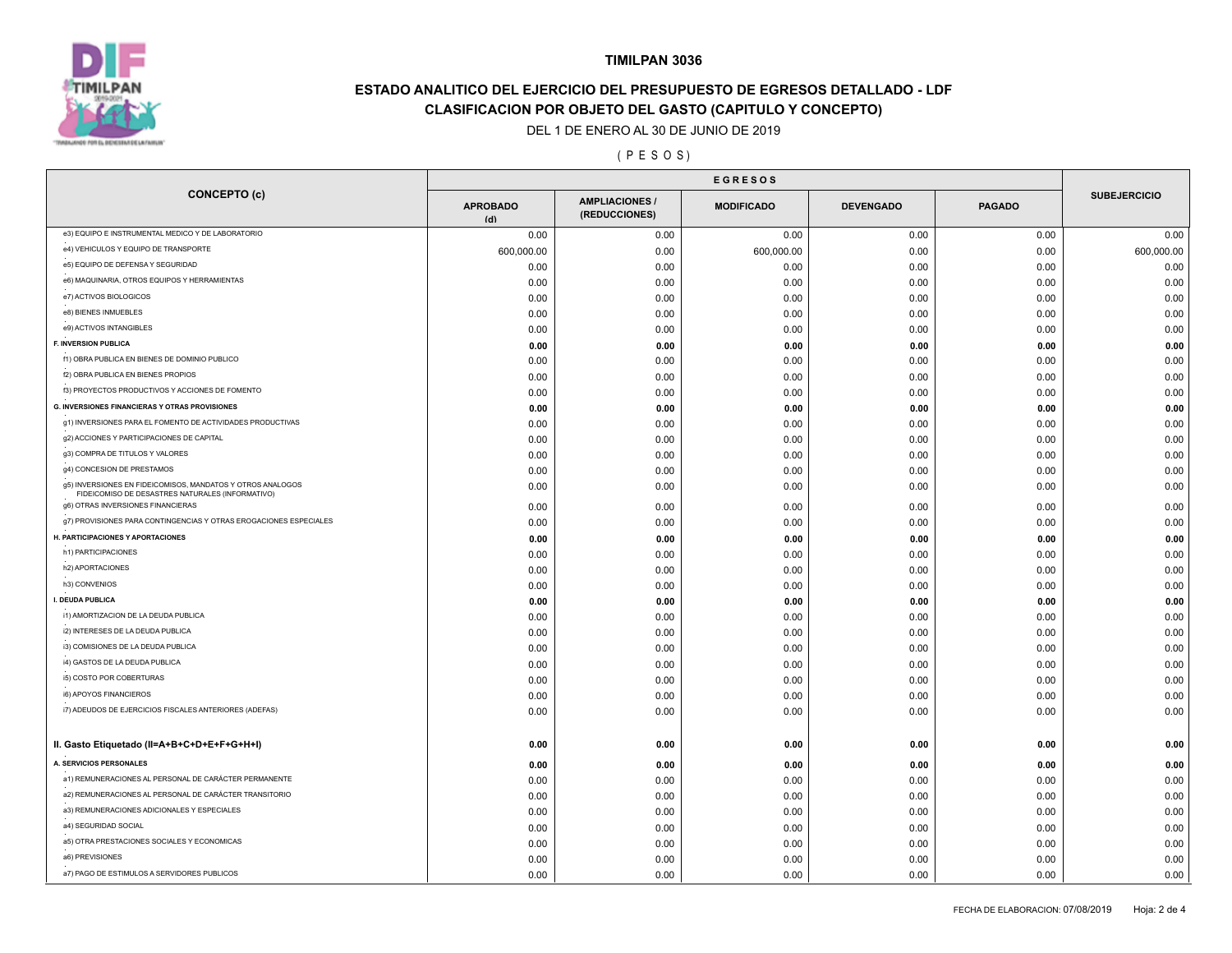**TIMILPAN 3036**

## ESTADO ANALITICO DEL EJERCICIO DEL PRESUPUESTO DE EGRESOS DETALLADO - LDF
## CLASIFICACION POR OBJETO DEL GASTO (CAPITULO Y CONCEPTO)

DEL 1 DE ENERO AL 30 DE JUNIO DE 2019

( P E S O S )

| CONCEPTO (c) | EGRESOS | | | | | SUBEJERCICIO |
|---|---|---|---|---|---|---|
| | APROBADO (d) | AMPLIACIONES / (REDUCCIONES) | MODIFICADO | DEVENGADO | PAGADO | |
| e3) EQUIPO E INSTRUMENTAL MEDICO Y DE LABORATORIO | 0.00 | 0.00 | 0.00 | 0.00 | 0.00 | 0.00 |
| e4) VEHICULOS Y EQUIPO DE TRANSPORTE | 600,000.00 | 0.00 | 600,000.00 | 0.00 | 0.00 | 600,000.00 |
| e5) EQUIPO DE DEFENSA Y SEGURIDAD | 0.00 | 0.00 | 0.00 | 0.00 | 0.00 | 0.00 |
| e6) MAQUINARIA, OTROS EQUIPOS Y HERRAMIENTAS | 0.00 | 0.00 | 0.00 | 0.00 | 0.00 | 0.00 |
| e7) ACTIVOS BIOLOGICOS | 0.00 | 0.00 | 0.00 | 0.00 | 0.00 | 0.00 |
| e8) BIENES INMUEBLES | 0.00 | 0.00 | 0.00 | 0.00 | 0.00 | 0.00 |
| e9) ACTIVOS INTANGIBLES | 0.00 | 0.00 | 0.00 | 0.00 | 0.00 | 0.00 |
| **F. INVERSION PUBLICA** | **0.00** | **0.00** | **0.00** | **0.00** | **0.00** | **0.00** |
| f1) OBRA PUBLICA EN BIENES DE DOMINIO PUBLICO | 0.00 | 0.00 | 0.00 | 0.00 | 0.00 | 0.00 |
| f2) OBRA PUBLICA EN BIENES PROPIOS | 0.00 | 0.00 | 0.00 | 0.00 | 0.00 | 0.00 |
| f3) PROYECTOS PRODUCTIVOS Y ACCIONES DE FOMENTO | 0.00 | 0.00 | 0.00 | 0.00 | 0.00 | 0.00 |
| **G. INVERSIONES FINANCIERAS Y OTRAS PROVISIONES** | **0.00** | **0.00** | **0.00** | **0.00** | **0.00** | **0.00** |
| g1) INVERSIONES PARA EL FOMENTO DE ACTIVIDADES PRODUCTIVAS | 0.00 | 0.00 | 0.00 | 0.00 | 0.00 | 0.00 |
| g2) ACCIONES Y PARTICIPACIONES DE CAPITAL | 0.00 | 0.00 | 0.00 | 0.00 | 0.00 | 0.00 |
| g3) COMPRA DE TITULOS Y VALORES | 0.00 | 0.00 | 0.00 | 0.00 | 0.00 | 0.00 |
| g4) CONCESION DE PRESTAMOS | 0.00 | 0.00 | 0.00 | 0.00 | 0.00 | 0.00 |
| g5) INVERSIONES EN FIDEICOMISOS, MANDATOS Y OTROS ANALOGOS FIDEICOMISO DE DESASTRES NATURALES (INFORMATIVO) | 0.00 | 0.00 | 0.00 | 0.00 | 0.00 | 0.00 |
| g6) OTRAS INVERSIONES FINANCIERAS | 0.00 | 0.00 | 0.00 | 0.00 | 0.00 | 0.00 |
| g7) PROVISIONES PARA CONTINGENCIAS Y OTRAS EROGACIONES ESPECIALES | 0.00 | 0.00 | 0.00 | 0.00 | 0.00 | 0.00 |
| **H. PARTICIPACIONES Y APORTACIONES** | **0.00** | **0.00** | **0.00** | **0.00** | **0.00** | **0.00** |
| h1) PARTICIPACIONES | 0.00 | 0.00 | 0.00 | 0.00 | 0.00 | 0.00 |
| h2) APORTACIONES | 0.00 | 0.00 | 0.00 | 0.00 | 0.00 | 0.00 |
| h3) CONVENIOS | 0.00 | 0.00 | 0.00 | 0.00 | 0.00 | 0.00 |
| **I. DEUDA PUBLICA** | **0.00** | **0.00** | **0.00** | **0.00** | **0.00** | **0.00** |
| i1) AMORTIZACION DE LA DEUDA PUBLICA | 0.00 | 0.00 | 0.00 | 0.00 | 0.00 | 0.00 |
| i2) INTERESES DE LA DEUDA PUBLICA | 0.00 | 0.00 | 0.00 | 0.00 | 0.00 | 0.00 |
| i3) COMISIONES DE LA DEUDA PUBLICA | 0.00 | 0.00 | 0.00 | 0.00 | 0.00 | 0.00 |
| i4) GASTOS DE LA DEUDA PUBLICA | 0.00 | 0.00 | 0.00 | 0.00 | 0.00 | 0.00 |
| i5) COSTO POR COBERTURAS | 0.00 | 0.00 | 0.00 | 0.00 | 0.00 | 0.00 |
| i6) APOYOS FINANCIEROS | 0.00 | 0.00 | 0.00 | 0.00 | 0.00 | 0.00 |
| i7) ADEUDOS DE EJERCICIOS FISCALES ANTERIORES (ADEFAS) | 0.00 | 0.00 | 0.00 | 0.00 | 0.00 | 0.00 |
| **II. Gasto Etiquetado (II=A+B+C+D+E+F+G+H+I)** | **0.00** | **0.00** | **0.00** | **0.00** | **0.00** | **0.00** |
| **A. SERVICIOS PERSONALES** | **0.00** | **0.00** | **0.00** | **0.00** | **0.00** | **0.00** |
| a1) REMUNERACIONES AL PERSONAL DE CARÁCTER PERMANENTE | 0.00 | 0.00 | 0.00 | 0.00 | 0.00 | 0.00 |
| a2) REMUNERACIONES AL PERSONAL DE CARÁCTER TRANSITORIO | 0.00 | 0.00 | 0.00 | 0.00 | 0.00 | 0.00 |
| a3) REMUNERACIONES ADICIONALES Y ESPECIALES | 0.00 | 0.00 | 0.00 | 0.00 | 0.00 | 0.00 |
| a4) SEGURIDAD SOCIAL | 0.00 | 0.00 | 0.00 | 0.00 | 0.00 | 0.00 |
| a5) OTRA PRESTACIONES SOCIALES Y ECONOMICAS | 0.00 | 0.00 | 0.00 | 0.00 | 0.00 | 0.00 |
| a6) PREVISIONES | 0.00 | 0.00 | 0.00 | 0.00 | 0.00 | 0.00 |
| a7) PAGO DE ESTIMULOS A SERVIDORES PUBLICOS | 0.00 | 0.00 | 0.00 | 0.00 | 0.00 | 0.00 |

FECHA DE ELABORACION: 07/08/2019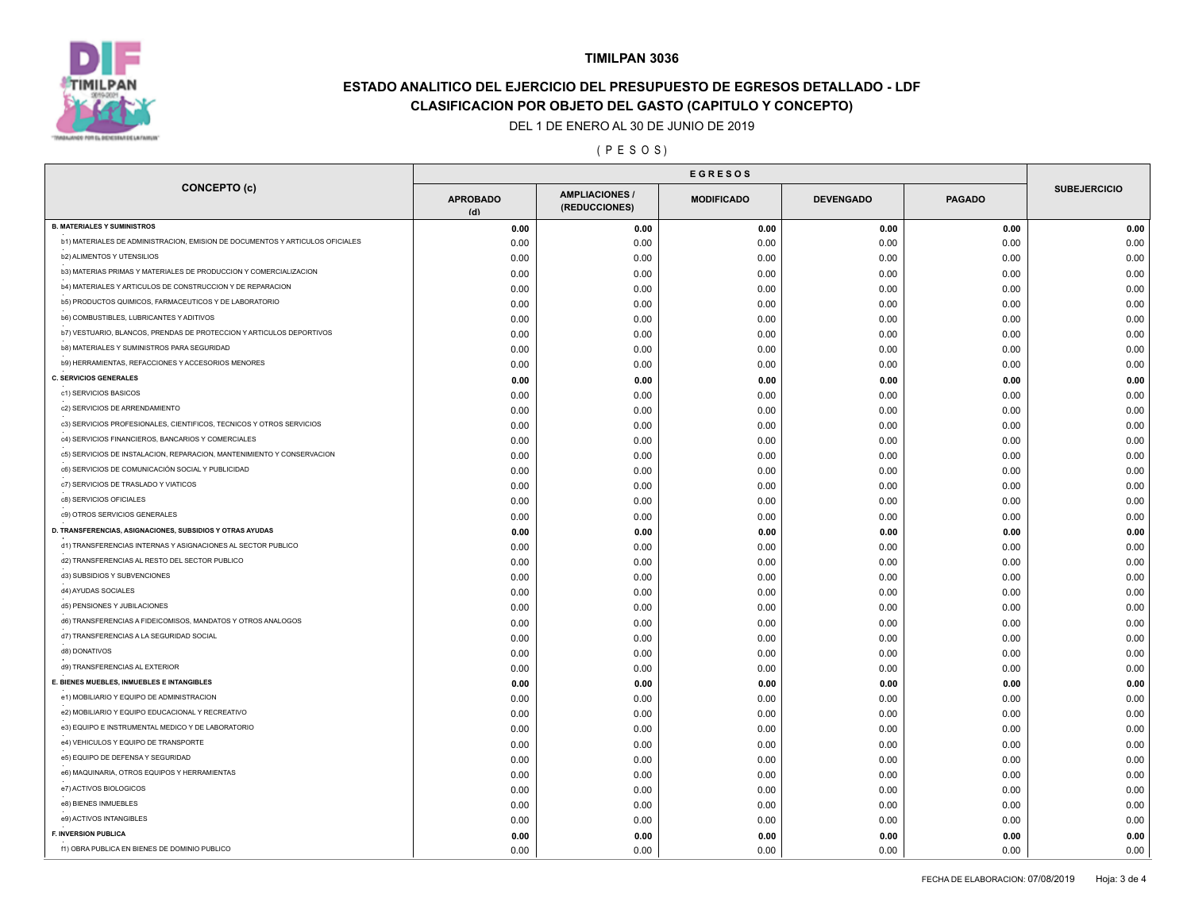## TIMILPAN 3036

## ESTADO ANALITICO DEL EJERCICIO DEL PRESUPUESTO DE EGRESOS DETALLADO - LDF

## CLASIFICACION POR OBJETO DEL GASTO (CAPITULO Y CONCEPTO)

DEL 1 DE ENERO AL 30 DE JUNIO DE 2019

( P E S O S )

| CONCEPTO (c) | EGRESOS | | | | | SUBEJERCICIO |
|---|---|---|---|---|---|---|
| | APROBADO (d) | AMPLIACIONES / (REDUCCIONES) | MODIFICADO | DEVENGADO | PAGADO | |
| **B. MATERIALES Y SUMINISTROS** | **0.00** | **0.00** | **0.00** | **0.00** | **0.00** | **0.00** |
| b1) MATERIALES DE ADMINISTRACION, EMISION DE DOCUMENTOS Y ARTICULOS OFICIALES | 0.00 | 0.00 | 0.00 | 0.00 | 0.00 | 0.00 |
| b2) ALIMENTOS Y UTENSILIOS | 0.00 | 0.00 | 0.00 | 0.00 | 0.00 | 0.00 |
| b3) MATERIAS PRIMAS Y MATERIALES DE PRODUCCION Y COMERCIALIZACION | 0.00 | 0.00 | 0.00 | 0.00 | 0.00 | 0.00 |
| b4) MATERIALES Y ARTICULOS DE CONSTRUCCION Y DE REPARACION | 0.00 | 0.00 | 0.00 | 0.00 | 0.00 | 0.00 |
| b5) PRODUCTOS QUIMICOS, FARMACEUTICOS Y DE LABORATORIO | 0.00 | 0.00 | 0.00 | 0.00 | 0.00 | 0.00 |
| b6) COMBUSTIBLES, LUBRICANTES Y ADITIVOS | 0.00 | 0.00 | 0.00 | 0.00 | 0.00 | 0.00 |
| b7) VESTUARIO, BLANCOS, PRENDAS DE PROTECCION Y ARTICULOS DEPORTIVOS | 0.00 | 0.00 | 0.00 | 0.00 | 0.00 | 0.00 |
| b8) MATERIALES Y SUMINISTROS PARA SEGURIDAD | 0.00 | 0.00 | 0.00 | 0.00 | 0.00 | 0.00 |
| b9) HERRAMIENTAS, REFACCIONES Y ACCESORIOS MENORES | 0.00 | 0.00 | 0.00 | 0.00 | 0.00 | 0.00 |
| **C. SERVICIOS GENERALES** | **0.00** | **0.00** | **0.00** | **0.00** | **0.00** | **0.00** |
| c1) SERVICIOS BASICOS | 0.00 | 0.00 | 0.00 | 0.00 | 0.00 | 0.00 |
| c2) SERVICIOS DE ARRENDAMIENTO | 0.00 | 0.00 | 0.00 | 0.00 | 0.00 | 0.00 |
| c3) SERVICIOS PROFESIONALES, CIENTIFICOS, TECNICOS Y OTROS SERVICIOS | 0.00 | 0.00 | 0.00 | 0.00 | 0.00 | 0.00 |
| c4) SERVICIOS FINANCIEROS, BANCARIOS Y COMERCIALES | 0.00 | 0.00 | 0.00 | 0.00 | 0.00 | 0.00 |
| c5) SERVICIOS DE INSTALACION, REPARACION, MANTENIMIENTO Y CONSERVACION | 0.00 | 0.00 | 0.00 | 0.00 | 0.00 | 0.00 |
| c6) SERVICIOS DE COMUNICACIÓN SOCIAL Y PUBLICIDAD | 0.00 | 0.00 | 0.00 | 0.00 | 0.00 | 0.00 |
| c7) SERVICIOS DE TRASLADO Y VIATICOS | 0.00 | 0.00 | 0.00 | 0.00 | 0.00 | 0.00 |
| c8) SERVICIOS OFICIALES | 0.00 | 0.00 | 0.00 | 0.00 | 0.00 | 0.00 |
| c9) OTROS SERVICIOS GENERALES | 0.00 | 0.00 | 0.00 | 0.00 | 0.00 | 0.00 |
| **D. TRANSFERENCIAS, ASIGNACIONES, SUBSIDIOS Y OTRAS AYUDAS** | **0.00** | **0.00** | **0.00** | **0.00** | **0.00** | **0.00** |
| d1) TRANSFERENCIAS INTERNAS Y ASIGNACIONES AL SECTOR PUBLICO | 0.00 | 0.00 | 0.00 | 0.00 | 0.00 | 0.00 |
| d2) TRANSFERENCIAS AL RESTO DEL SECTOR PUBLICO | 0.00 | 0.00 | 0.00 | 0.00 | 0.00 | 0.00 |
| d3) SUBSIDIOS Y SUBVENCIONES | 0.00 | 0.00 | 0.00 | 0.00 | 0.00 | 0.00 |
| d4) AYUDAS SOCIALES | 0.00 | 0.00 | 0.00 | 0.00 | 0.00 | 0.00 |
| d5) PENSIONES Y JUBILACIONES | 0.00 | 0.00 | 0.00 | 0.00 | 0.00 | 0.00 |
| d6) TRANSFERENCIAS A FIDEICOMISOS, MANDATOS Y OTROS ANALOGOS | 0.00 | 0.00 | 0.00 | 0.00 | 0.00 | 0.00 |
| d7) TRANSFERENCIAS A LA SEGURIDAD SOCIAL | 0.00 | 0.00 | 0.00 | 0.00 | 0.00 | 0.00 |
| d8) DONATIVOS | 0.00 | 0.00 | 0.00 | 0.00 | 0.00 | 0.00 |
| d9) TRANSFERENCIAS AL EXTERIOR | 0.00 | 0.00 | 0.00 | 0.00 | 0.00 | 0.00 |
| **E. BIENES MUEBLES, INMUEBLES E INTANGIBLES** | **0.00** | **0.00** | **0.00** | **0.00** | **0.00** | **0.00** |
| e1) MOBILIARIO Y EQUIPO DE ADMINISTRACION | 0.00 | 0.00 | 0.00 | 0.00 | 0.00 | 0.00 |
| e2) MOBILIARIO Y EQUIPO EDUCACIONAL Y RECREATIVO | 0.00 | 0.00 | 0.00 | 0.00 | 0.00 | 0.00 |
| e3) EQUIPO E INSTRUMENTAL MEDICO Y DE LABORATORIO | 0.00 | 0.00 | 0.00 | 0.00 | 0.00 | 0.00 |
| e4) VEHICULOS Y EQUIPO DE TRANSPORTE | 0.00 | 0.00 | 0.00 | 0.00 | 0.00 | 0.00 |
| e5) EQUIPO DE DEFENSA Y SEGURIDAD | 0.00 | 0.00 | 0.00 | 0.00 | 0.00 | 0.00 |
| e6) MAQUINARIA, OTROS EQUIPOS Y HERRAMIENTAS | 0.00 | 0.00 | 0.00 | 0.00 | 0.00 | 0.00 |
| e7) ACTIVOS BIOLOGICOS | 0.00 | 0.00 | 0.00 | 0.00 | 0.00 | 0.00 |
| e8) BIENES INMUEBLES | 0.00 | 0.00 | 0.00 | 0.00 | 0.00 | 0.00 |
| e9) ACTIVOS INTANGIBLES | 0.00 | 0.00 | 0.00 | 0.00 | 0.00 | 0.00 |
| **F. INVERSION PUBLICA** | **0.00** | **0.00** | **0.00** | **0.00** | **0.00** | **0.00** |
| f1) OBRA PUBLICA EN BIENES DE DOMINIO PUBLICO | 0.00 | 0.00 | 0.00 | 0.00 | 0.00 | 0.00 |

FECHA DE ELABORACION: 07/08/2019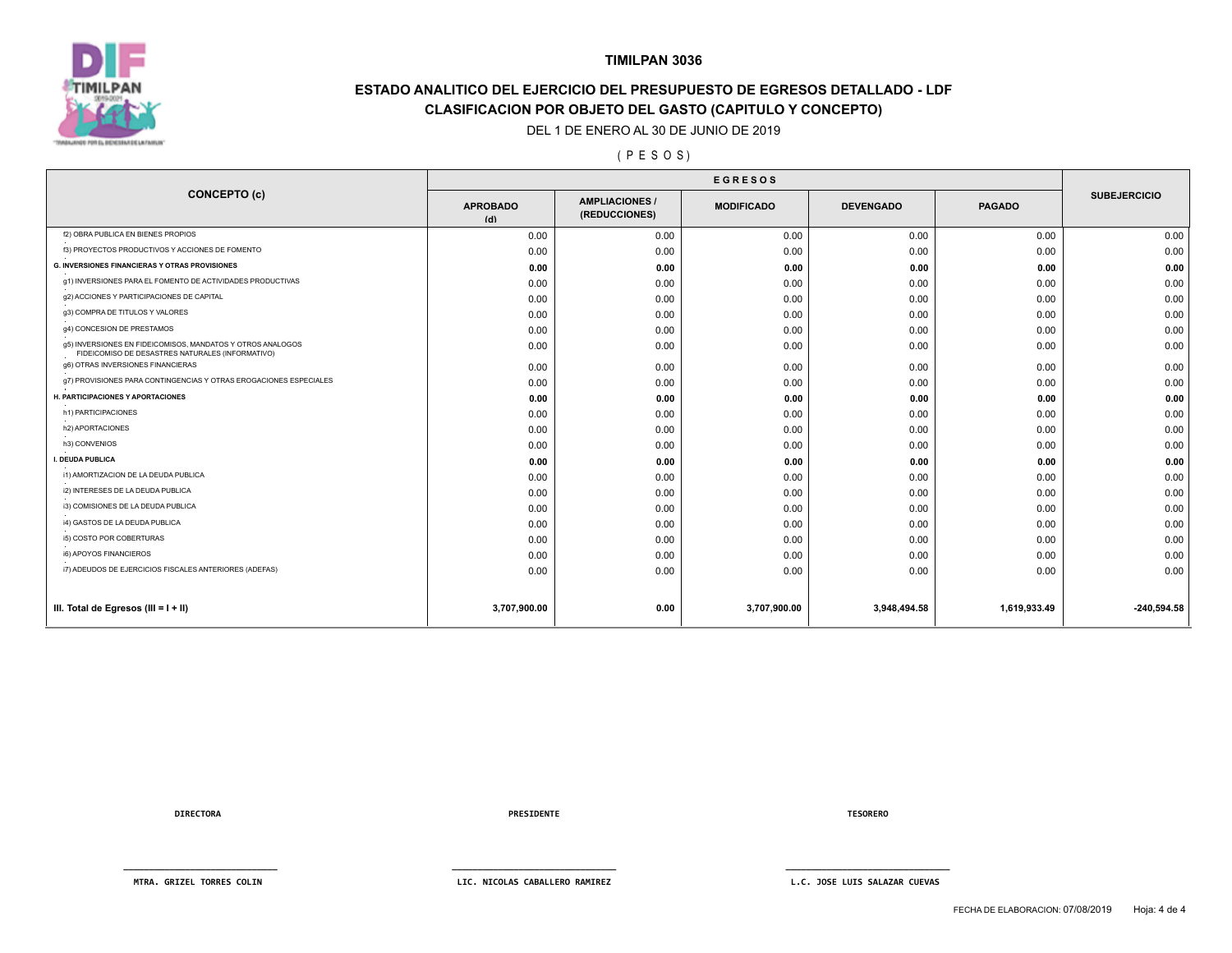**TIMILPAN 3036**

**ESTADO ANALITICO DEL EJERCICIO DEL PRESUPUESTO DE EGRESOS DETALLADO - LDF**

**CLASIFICACION POR OBJETO DEL GASTO (CAPITULO Y CONCEPTO)**

DEL 1 DE ENERO AL 30 DE JUNIO DE 2019

( P E S O S )

| CONCEPTO (c) | EGRESOS | | | | | SUBEJERCICIO |
|---|---|---|---|---|---|---|
| | APROBADO (d) | AMPLIACIONES / (REDUCCIONES) | MODIFICADO | DEVENGADO | PAGADO | |
| f2) OBRA PUBLICA EN BIENES PROPIOS | 0.00 | 0.00 | 0.00 | 0.00 | 0.00 | 0.00 |
| f3) PROYECTOS PRODUCTIVOS Y ACCIONES DE FOMENTO | 0.00 | 0.00 | 0.00 | 0.00 | 0.00 | 0.00 |
| **G. INVERSIONES FINANCIERAS Y OTRAS PROVISIONES** | **0.00** | **0.00** | **0.00** | **0.00** | **0.00** | **0.00** |
| g1) INVERSIONES PARA EL FOMENTO DE ACTIVIDADES PRODUCTIVAS | 0.00 | 0.00 | 0.00 | 0.00 | 0.00 | 0.00 |
| g2) ACCIONES Y PARTICIPACIONES DE CAPITAL | 0.00 | 0.00 | 0.00 | 0.00 | 0.00 | 0.00 |
| g3) COMPRA DE TITULOS Y VALORES | 0.00 | 0.00 | 0.00 | 0.00 | 0.00 | 0.00 |
| g4) CONCESION DE PRESTAMOS | 0.00 | 0.00 | 0.00 | 0.00 | 0.00 | 0.00 |
| g5) INVERSIONES EN FIDEICOMISOS, MANDATOS Y OTROS ANALOGOS FIDEICOMISO DE DESASTRES NATURALES (INFORMATIVO) | 0.00 | 0.00 | 0.00 | 0.00 | 0.00 | 0.00 |
| g6) OTRAS INVERSIONES FINANCIERAS | 0.00 | 0.00 | 0.00 | 0.00 | 0.00 | 0.00 |
| g7) PROVISIONES PARA CONTINGENCIAS Y OTRAS EROGACIONES ESPECIALES | 0.00 | 0.00 | 0.00 | 0.00 | 0.00 | 0.00 |
| **H. PARTICIPACIONES Y APORTACIONES** | **0.00** | **0.00** | **0.00** | **0.00** | **0.00** | **0.00** |
| h1) PARTICIPACIONES | 0.00 | 0.00 | 0.00 | 0.00 | 0.00 | 0.00 |
| h2) APORTACIONES | 0.00 | 0.00 | 0.00 | 0.00 | 0.00 | 0.00 |
| h3) CONVENIOS | 0.00 | 0.00 | 0.00 | 0.00 | 0.00 | 0.00 |
| **I. DEUDA PUBLICA** | **0.00** | **0.00** | **0.00** | **0.00** | **0.00** | **0.00** |
| i1) AMORTIZACION DE LA DEUDA PUBLICA | 0.00 | 0.00 | 0.00 | 0.00 | 0.00 | 0.00 |
| i2) INTERESES DE LA DEUDA PUBLICA | 0.00 | 0.00 | 0.00 | 0.00 | 0.00 | 0.00 |
| i3) COMISIONES DE LA DEUDA PUBLICA | 0.00 | 0.00 | 0.00 | 0.00 | 0.00 | 0.00 |
| i4) GASTOS DE LA DEUDA PUBLICA | 0.00 | 0.00 | 0.00 | 0.00 | 0.00 | 0.00 |
| i5) COSTO POR COBERTURAS | 0.00 | 0.00 | 0.00 | 0.00 | 0.00 | 0.00 |
| i6) APOYOS FINANCIEROS | 0.00 | 0.00 | 0.00 | 0.00 | 0.00 | 0.00 |
| i7) ADEUDOS DE EJERCICIOS FISCALES ANTERIORES (ADEFAS) | 0.00 | 0.00 | 0.00 | 0.00 | 0.00 | 0.00 |
| **III. Total de Egresos (III = I + II)** | **3,707,900.00** | **0.00** | **3,707,900.00** | **3,948,494.58** | **1,619,933.49** | **-240,594.58** |

**DIRECTORA** — **MTRA. GRIZEL TORRES COLIN**

**PRESIDENTE** — **LIC. NICOLAS CABALLERO RAMIREZ**

**TESORERO** — **L.C. JOSE LUIS SALAZAR CUEVAS**

FECHA DE ELABORACION: 07/08/2019